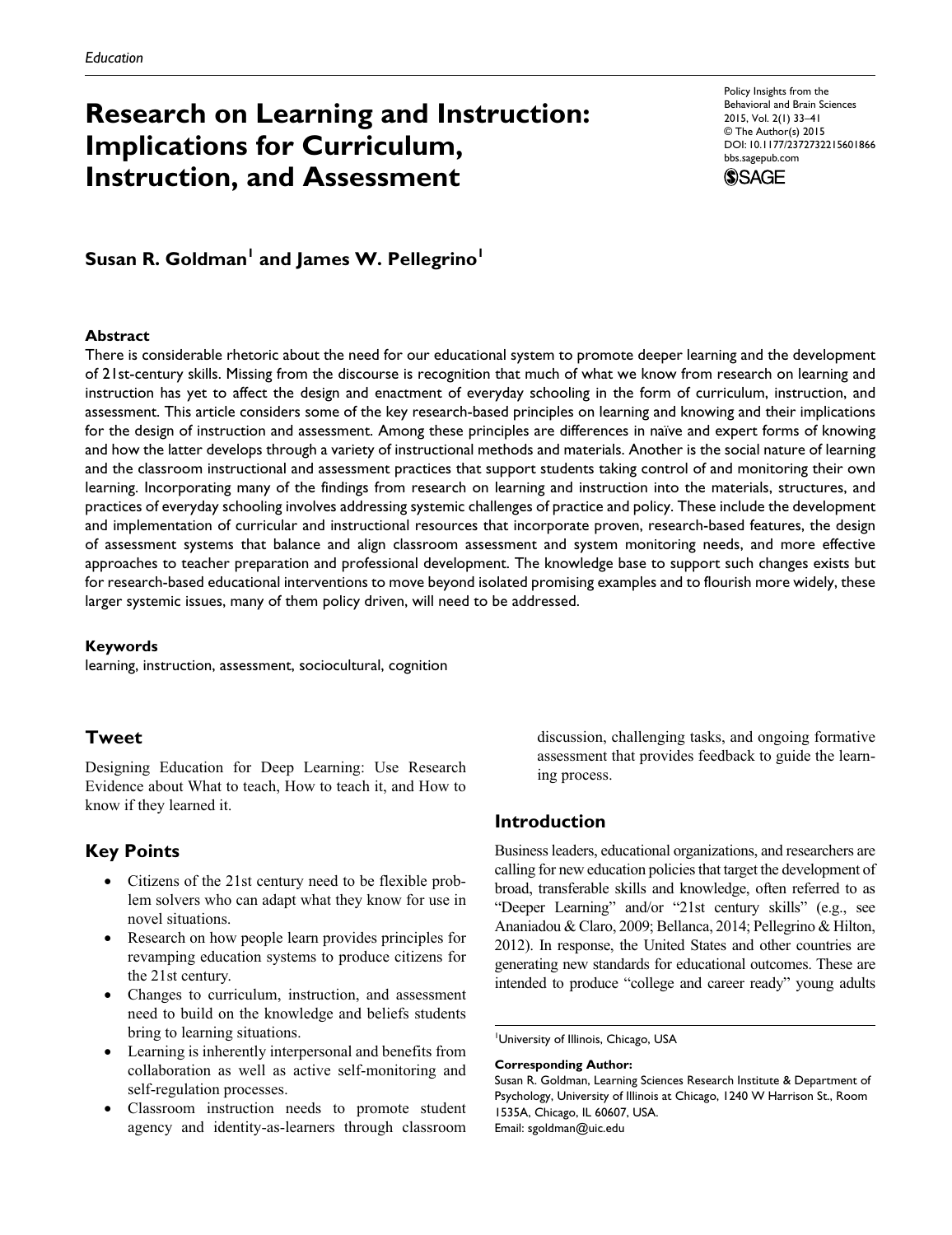*Education*

# Research on Learning and Instruction: Implications for Curriculum, Instruction, and Assessment

Policy Insights from the Behavioral and Brain Sciences
2015, Vol. 2(1) 33–41
© The Author(s) 2015
DOI: 10.1177/2372732215601866
bbs.sagepub.com

**Susan R. Goldman[1] and James W. Pellegrino[1]**

### Abstract

There is considerable rhetoric about the need for our educational system to promote deeper learning and the development of 21st-century skills. Missing from the discourse is recognition that much of what we know from research on learning and instruction has yet to affect the design and enactment of everyday schooling in the form of curriculum, instruction, and assessment. This article considers some of the key research-based principles on learning and knowing and their implications for the design of instruction and assessment. Among these principles are differences in naïve and expert forms of knowing and how the latter develops through a variety of instructional methods and materials. Another is the social nature of learning and the classroom instructional and assessment practices that support students taking control of and monitoring their own learning. Incorporating many of the findings from research on learning and instruction into the materials, structures, and practices of everyday schooling involves addressing systemic challenges of practice and policy. These include the development and implementation of curricular and instructional resources that incorporate proven, research-based features, the design of assessment systems that balance and align classroom assessment and system monitoring needs, and more effective approaches to teacher preparation and professional development. The knowledge base to support such changes exists but for research-based educational interventions to move beyond isolated promising examples and to flourish more widely, these larger systemic issues, many of them policy driven, will need to be addressed.

### Keywords

learning, instruction, assessment, sociocultural, cognition

## Tweet

Designing Education for Deep Learning: Use Research Evidence about What to teach, How to teach it, and How to know if they learned it.

## Key Points

- Citizens of the 21st century need to be flexible problem solvers who can adapt what they know for use in novel situations.
- Research on how people learn provides principles for revamping education systems to produce citizens for the 21st century.
- Changes to curriculum, instruction, and assessment need to build on the knowledge and beliefs students bring to learning situations.
- Learning is inherently interpersonal and benefits from collaboration as well as active self-monitoring and self-regulation processes.
- Classroom instruction needs to promote student agency and identity-as-learners through classroom discussion, challenging tasks, and ongoing formative assessment that provides feedback to guide the learning process.

## Introduction

Business leaders, educational organizations, and researchers are calling for new education policies that target the development of broad, transferable skills and knowledge, often referred to as "Deeper Learning" and/or "21st century skills" (e.g., see Ananiadou & Claro, 2009; Bellanca, 2014; Pellegrino & Hilton, 2012). In response, the United States and other countries are generating new standards for educational outcomes. These are intended to produce "college and career ready" young adults

[1]University of Illinois, Chicago, USA

**Corresponding Author:**
Susan R. Goldman, Learning Sciences Research Institute & Department of Psychology, University of Illinois at Chicago, 1240 W Harrison St., Room 1535A, Chicago, IL 60607, USA.
Email: sgoldman@uic.edu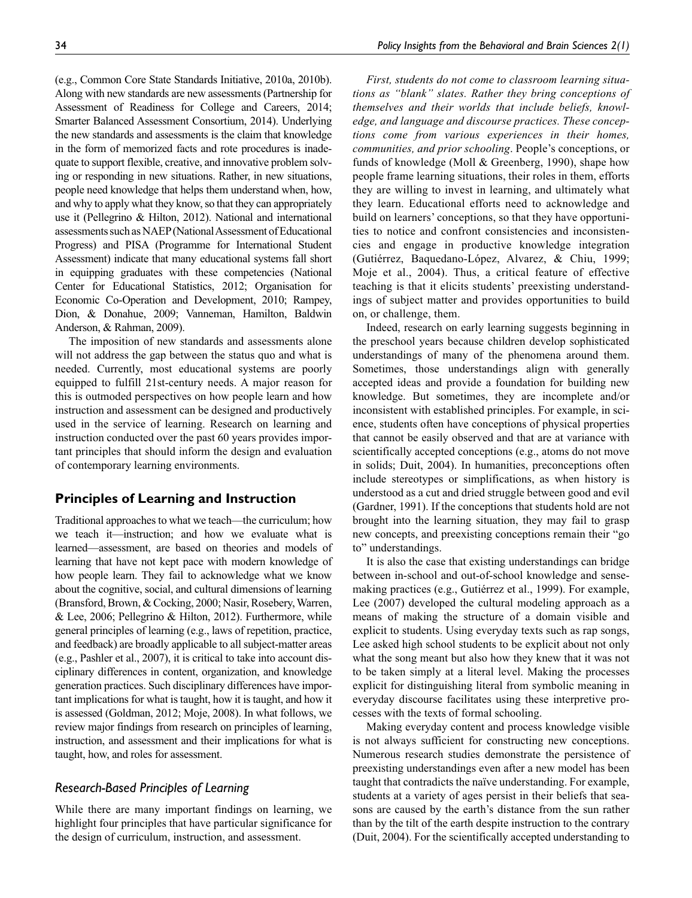(e.g., Common Core State Standards Initiative, 2010a, 2010b). Along with new standards are new assessments (Partnership for Assessment of Readiness for College and Careers, 2014; Smarter Balanced Assessment Consortium, 2014). Underlying the new standards and assessments is the claim that knowledge in the form of memorized facts and rote procedures is inadequate to support flexible, creative, and innovative problem solving or responding in new situations. Rather, in new situations, people need knowledge that helps them understand when, how, and why to apply what they know, so that they can appropriately use it (Pellegrino & Hilton, 2012). National and international assessments such as NAEP (National Assessment of Educational Progress) and PISA (Programme for International Student Assessment) indicate that many educational systems fall short in equipping graduates with these competencies (National Center for Educational Statistics, 2012; Organisation for Economic Co-Operation and Development, 2010; Rampey, Dion, & Donahue, 2009; Vanneman, Hamilton, Baldwin Anderson, & Rahman, 2009).

The imposition of new standards and assessments alone will not address the gap between the status quo and what is needed. Currently, most educational systems are poorly equipped to fulfill 21st-century needs. A major reason for this is outmoded perspectives on how people learn and how instruction and assessment can be designed and productively used in the service of learning. Research on learning and instruction conducted over the past 60 years provides important principles that should inform the design and evaluation of contemporary learning environments.

## Principles of Learning and Instruction

Traditional approaches to what we teach—the curriculum; how we teach it—instruction; and how we evaluate what is learned—assessment, are based on theories and models of learning that have not kept pace with modern knowledge of how people learn. They fail to acknowledge what we know about the cognitive, social, and cultural dimensions of learning (Bransford, Brown, & Cocking, 2000; Nasir, Rosebery, Warren, & Lee, 2006; Pellegrino & Hilton, 2012). Furthermore, while general principles of learning (e.g., laws of repetition, practice, and feedback) are broadly applicable to all subject-matter areas (e.g., Pashler et al., 2007), it is critical to take into account disciplinary differences in content, organization, and knowledge generation practices. Such disciplinary differences have important implications for what is taught, how it is taught, and how it is assessed (Goldman, 2012; Moje, 2008). In what follows, we review major findings from research on principles of learning, instruction, and assessment and their implications for what is taught, how, and roles for assessment.

### *Research-Based Principles of Learning*

While there are many important findings on learning, we highlight four principles that have particular significance for the design of curriculum, instruction, and assessment.

*First, students do not come to classroom learning situations as "blank" slates. Rather they bring conceptions of themselves and their worlds that include beliefs, knowledge, and language and discourse practices. These conceptions come from various experiences in their homes, communities, and prior schooling*. People's conceptions, or funds of knowledge (Moll & Greenberg, 1990), shape how people frame learning situations, their roles in them, efforts they are willing to invest in learning, and ultimately what they learn. Educational efforts need to acknowledge and build on learners' conceptions, so that they have opportunities to notice and confront consistencies and inconsistencies and engage in productive knowledge integration (Gutiérrez, Baquedano-López, Alvarez, & Chiu, 1999; Moje et al., 2004). Thus, a critical feature of effective teaching is that it elicits students' preexisting understandings of subject matter and provides opportunities to build on, or challenge, them.

Indeed, research on early learning suggests beginning in the preschool years because children develop sophisticated understandings of many of the phenomena around them. Sometimes, those understandings align with generally accepted ideas and provide a foundation for building new knowledge. But sometimes, they are incomplete and/or inconsistent with established principles. For example, in science, students often have conceptions of physical properties that cannot be easily observed and that are at variance with scientifically accepted conceptions (e.g., atoms do not move in solids; Duit, 2004). In humanities, preconceptions often include stereotypes or simplifications, as when history is understood as a cut and dried struggle between good and evil (Gardner, 1991). If the conceptions that students hold are not brought into the learning situation, they may fail to grasp new concepts, and preexisting conceptions remain their "go to" understandings.

It is also the case that existing understandings can bridge between in-school and out-of-school knowledge and sense-making practices (e.g., Gutiérrez et al., 1999). For example, Lee (2007) developed the cultural modeling approach as a means of making the structure of a domain visible and explicit to students. Using everyday texts such as rap songs, Lee asked high school students to be explicit about not only what the song meant but also how they knew that it was not to be taken simply at a literal level. Making the processes explicit for distinguishing literal from symbolic meaning in everyday discourse facilitates using these interpretive processes with the texts of formal schooling.

Making everyday content and process knowledge visible is not always sufficient for constructing new conceptions. Numerous research studies demonstrate the persistence of preexisting understandings even after a new model has been taught that contradicts the naïve understanding. For example, students at a variety of ages persist in their beliefs that seasons are caused by the earth's distance from the sun rather than by the tilt of the earth despite instruction to the contrary (Duit, 2004). For the scientifically accepted understanding to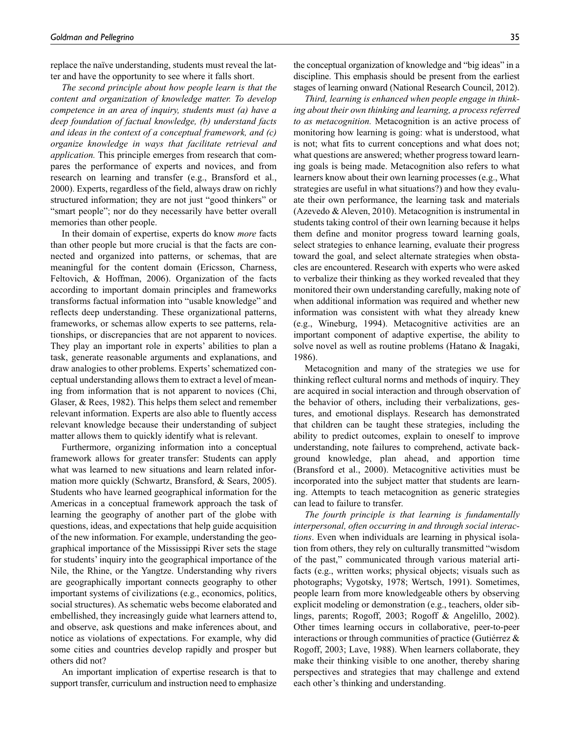replace the naïve understanding, students must reveal the latter and have the opportunity to see where it falls short.

*The second principle about how people learn is that the content and organization of knowledge matter. To develop competence in an area of inquiry, students must (a) have a deep foundation of factual knowledge, (b) understand facts and ideas in the context of a conceptual framework, and (c) organize knowledge in ways that facilitate retrieval and application.* This principle emerges from research that compares the performance of experts and novices, and from research on learning and transfer (e.g., Bransford et al., 2000). Experts, regardless of the field, always draw on richly structured information; they are not just "good thinkers" or "smart people"; nor do they necessarily have better overall memories than other people.

In their domain of expertise, experts do know *more* facts than other people but more crucial is that the facts are connected and organized into patterns, or schemas, that are meaningful for the content domain (Ericsson, Charness, Feltovich, & Hoffman, 2006). Organization of the facts according to important domain principles and frameworks transforms factual information into "usable knowledge" and reflects deep understanding. These organizational patterns, frameworks, or schemas allow experts to see patterns, relationships, or discrepancies that are not apparent to novices. They play an important role in experts' abilities to plan a task, generate reasonable arguments and explanations, and draw analogies to other problems. Experts' schematized conceptual understanding allows them to extract a level of meaning from information that is not apparent to novices (Chi, Glaser, & Rees, 1982). This helps them select and remember relevant information. Experts are also able to fluently access relevant knowledge because their understanding of subject matter allows them to quickly identify what is relevant.

Furthermore, organizing information into a conceptual framework allows for greater transfer: Students can apply what was learned to new situations and learn related information more quickly (Schwartz, Bransford, & Sears, 2005). Students who have learned geographical information for the Americas in a conceptual framework approach the task of learning the geography of another part of the globe with questions, ideas, and expectations that help guide acquisition of the new information. For example, understanding the geographical importance of the Mississippi River sets the stage for students' inquiry into the geographical importance of the Nile, the Rhine, or the Yangtze. Understanding why rivers are geographically important connects geography to other important systems of civilizations (e.g., economics, politics, social structures). As schematic webs become elaborated and embellished, they increasingly guide what learners attend to, and observe, ask questions and make inferences about, and notice as violations of expectations. For example, why did some cities and countries develop rapidly and prosper but others did not?

An important implication of expertise research is that to support transfer, curriculum and instruction need to emphasize the conceptual organization of knowledge and "big ideas" in a discipline. This emphasis should be present from the earliest stages of learning onward (National Research Council, 2012).

*Third, learning is enhanced when people engage in thinking about their own thinking and learning, a process referred to as metacognition.* Metacognition is an active process of monitoring how learning is going: what is understood, what is not; what fits to current conceptions and what does not; what questions are answered; whether progress toward learning goals is being made. Metacognition also refers to what learners know about their own learning processes (e.g., What strategies are useful in what situations?) and how they evaluate their own performance, the learning task and materials (Azevedo & Aleven, 2010). Metacognition is instrumental in students taking control of their own learning because it helps them define and monitor progress toward learning goals, select strategies to enhance learning, evaluate their progress toward the goal, and select alternate strategies when obstacles are encountered. Research with experts who were asked to verbalize their thinking as they worked revealed that they monitored their own understanding carefully, making note of when additional information was required and whether new information was consistent with what they already knew (e.g., Wineburg, 1994). Metacognitive activities are an important component of adaptive expertise, the ability to solve novel as well as routine problems (Hatano & Inagaki, 1986).

Metacognition and many of the strategies we use for thinking reflect cultural norms and methods of inquiry. They are acquired in social interaction and through observation of the behavior of others, including their verbalizations, gestures, and emotional displays. Research has demonstrated that children can be taught these strategies, including the ability to predict outcomes, explain to oneself to improve understanding, note failures to comprehend, activate background knowledge, plan ahead, and apportion time (Bransford et al., 2000). Metacognitive activities must be incorporated into the subject matter that students are learning. Attempts to teach metacognition as generic strategies can lead to failure to transfer.

*The fourth principle is that learning is fundamentally interpersonal, often occurring in and through social interactions*. Even when individuals are learning in physical isolation from others, they rely on culturally transmitted "wisdom of the past," communicated through various material artifacts (e.g., written works; physical objects; visuals such as photographs; Vygotsky, 1978; Wertsch, 1991). Sometimes, people learn from more knowledgeable others by observing explicit modeling or demonstration (e.g., teachers, older siblings, parents; Rogoff, 2003; Rogoff & Angelillo, 2002). Other times learning occurs in collaborative, peer-to-peer interactions or through communities of practice (Gutiérrez & Rogoff, 2003; Lave, 1988). When learners collaborate, they make their thinking visible to one another, thereby sharing perspectives and strategies that may challenge and extend each other's thinking and understanding.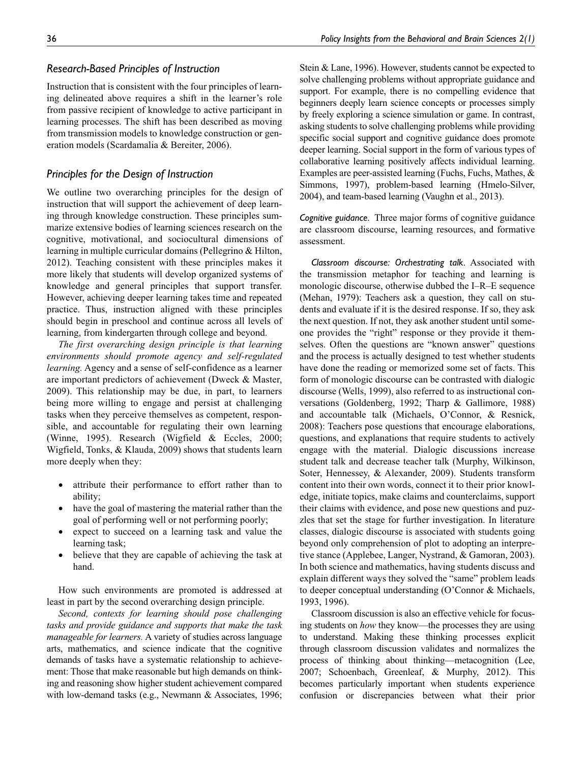## Research-Based Principles of Instruction

Instruction that is consistent with the four principles of learning delineated above requires a shift in the learner's role from passive recipient of knowledge to active participant in learning processes. The shift has been described as moving from transmission models to knowledge construction or generation models (Scardamalia & Bereiter, 2006).

## Principles for the Design of Instruction

We outline two overarching principles for the design of instruction that will support the achievement of deep learning through knowledge construction. These principles summarize extensive bodies of learning sciences research on the cognitive, motivational, and sociocultural dimensions of learning in multiple curricular domains (Pellegrino & Hilton, 2012). Teaching consistent with these principles makes it more likely that students will develop organized systems of knowledge and general principles that support transfer. However, achieving deeper learning takes time and repeated practice. Thus, instruction aligned with these principles should begin in preschool and continue across all levels of learning, from kindergarten through college and beyond.

*The first overarching design principle is that learning environments should promote agency and self-regulated learning.* Agency and a sense of self-confidence as a learner are important predictors of achievement (Dweck & Master, 2009). This relationship may be due, in part, to learners being more willing to engage and persist at challenging tasks when they perceive themselves as competent, responsible, and accountable for regulating their own learning (Winne, 1995). Research (Wigfield & Eccles, 2000; Wigfield, Tonks, & Klauda, 2009) shows that students learn more deeply when they:

- attribute their performance to effort rather than to ability;
- have the goal of mastering the material rather than the goal of performing well or not performing poorly;
- expect to succeed on a learning task and value the learning task;
- believe that they are capable of achieving the task at hand.

How such environments are promoted is addressed at least in part by the second overarching design principle.

*Second, contexts for learning should pose challenging tasks and provide guidance and supports that make the task manageable for learners.* A variety of studies across language arts, mathematics, and science indicate that the cognitive demands of tasks have a systematic relationship to achievement: Those that make reasonable but high demands on thinking and reasoning show higher student achievement compared with low-demand tasks (e.g., Newmann & Associates, 1996; Stein & Lane, 1996). However, students cannot be expected to solve challenging problems without appropriate guidance and support. For example, there is no compelling evidence that beginners deeply learn science concepts or processes simply by freely exploring a science simulation or game. In contrast, asking students to solve challenging problems while providing specific social support and cognitive guidance does promote deeper learning. Social support in the form of various types of collaborative learning positively affects individual learning. Examples are peer-assisted learning (Fuchs, Fuchs, Mathes, & Simmons, 1997), problem-based learning (Hmelo-Silver, 2004), and team-based learning (Vaughn et al., 2013).

*Cognitive guidance.* Three major forms of cognitive guidance are classroom discourse, learning resources, and formative assessment.

*Classroom discourse: Orchestrating talk.* Associated with the transmission metaphor for teaching and learning is monologic discourse, otherwise dubbed the I–R–E sequence (Mehan, 1979): Teachers ask a question, they call on students and evaluate if it is the desired response. If so, they ask the next question. If not, they ask another student until someone provides the "right" response or they provide it themselves. Often the questions are "known answer" questions and the process is actually designed to test whether students have done the reading or memorized some set of facts. This form of monologic discourse can be contrasted with dialogic discourse (Wells, 1999), also referred to as instructional conversations (Goldenberg, 1992; Tharp & Gallimore, 1988) and accountable talk (Michaels, O'Connor, & Resnick, 2008): Teachers pose questions that encourage elaborations, questions, and explanations that require students to actively engage with the material. Dialogic discussions increase student talk and decrease teacher talk (Murphy, Wilkinson, Soter, Hennessey, & Alexander, 2009). Students transform content into their own words, connect it to their prior knowledge, initiate topics, make claims and counterclaims, support their claims with evidence, and pose new questions and puzzles that set the stage for further investigation. In literature classes, dialogic discourse is associated with students going beyond only comprehension of plot to adopting an interpretive stance (Applebee, Langer, Nystrand, & Gamoran, 2003). In both science and mathematics, having students discuss and explain different ways they solved the "same" problem leads to deeper conceptual understanding (O'Connor & Michaels, 1993, 1996).

Classroom discussion is also an effective vehicle for focusing students on *how* they know—the processes they are using to understand. Making these thinking processes explicit through classroom discussion validates and normalizes the process of thinking about thinking—metacognition (Lee, 2007; Schoenbach, Greenleaf, & Murphy, 2012). This becomes particularly important when students experience confusion or discrepancies between what their prior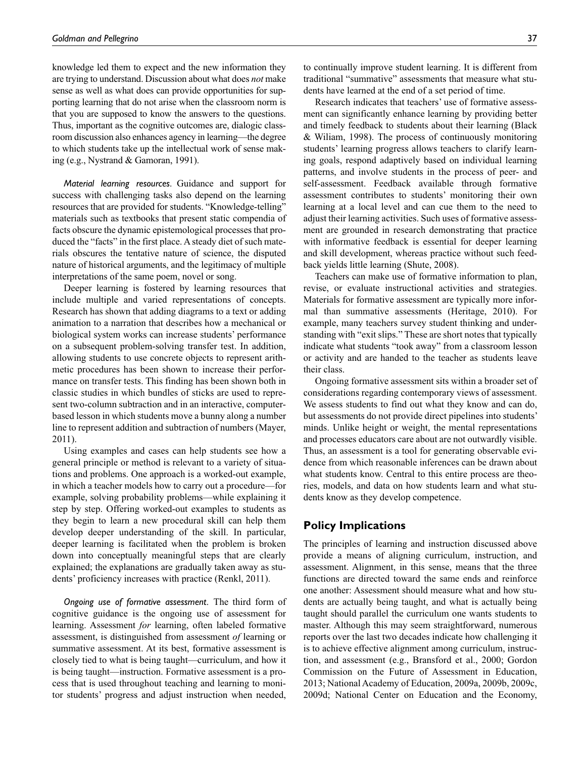knowledge led them to expect and the new information they are trying to understand. Discussion about what does *not* make sense as well as what does can provide opportunities for supporting learning that do not arise when the classroom norm is that you are supposed to know the answers to the questions. Thus, important as the cognitive outcomes are, dialogic classroom discussion also enhances agency in learning—the degree to which students take up the intellectual work of sense making (e.g., Nystrand & Gamoran, 1991).

*Material learning resources*. Guidance and support for success with challenging tasks also depend on the learning resources that are provided for students. "Knowledge-telling" materials such as textbooks that present static compendia of facts obscure the dynamic epistemological processes that produced the "facts" in the first place. A steady diet of such materials obscures the tentative nature of science, the disputed nature of historical arguments, and the legitimacy of multiple interpretations of the same poem, novel or song.

Deeper learning is fostered by learning resources that include multiple and varied representations of concepts. Research has shown that adding diagrams to a text or adding animation to a narration that describes how a mechanical or biological system works can increase students' performance on a subsequent problem-solving transfer test. In addition, allowing students to use concrete objects to represent arithmetic procedures has been shown to increase their performance on transfer tests. This finding has been shown both in classic studies in which bundles of sticks are used to represent two-column subtraction and in an interactive, computer-based lesson in which students move a bunny along a number line to represent addition and subtraction of numbers (Mayer, 2011).

Using examples and cases can help students see how a general principle or method is relevant to a variety of situations and problems. One approach is a worked-out example, in which a teacher models how to carry out a procedure—for example, solving probability problems—while explaining it step by step. Offering worked-out examples to students as they begin to learn a new procedural skill can help them develop deeper understanding of the skill. In particular, deeper learning is facilitated when the problem is broken down into conceptually meaningful steps that are clearly explained; the explanations are gradually taken away as students' proficiency increases with practice (Renkl, 2011).

*Ongoing use of formative assessment*. The third form of cognitive guidance is the ongoing use of assessment for learning. Assessment *for* learning, often labeled formative assessment, is distinguished from assessment *of* learning or summative assessment. At its best, formative assessment is closely tied to what is being taught—curriculum, and how it is being taught—instruction. Formative assessment is a process that is used throughout teaching and learning to monitor students' progress and adjust instruction when needed, to continually improve student learning. It is different from traditional "summative" assessments that measure what students have learned at the end of a set period of time.

Research indicates that teachers' use of formative assessment can significantly enhance learning by providing better and timely feedback to students about their learning (Black & Wiliam, 1998). The process of continuously monitoring students' learning progress allows teachers to clarify learning goals, respond adaptively based on individual learning patterns, and involve students in the process of peer- and self-assessment. Feedback available through formative assessment contributes to students' monitoring their own learning at a local level and can cue them to the need to adjust their learning activities. Such uses of formative assessment are grounded in research demonstrating that practice with informative feedback is essential for deeper learning and skill development, whereas practice without such feedback yields little learning (Shute, 2008).

Teachers can make use of formative information to plan, revise, or evaluate instructional activities and strategies. Materials for formative assessment are typically more informal than summative assessments (Heritage, 2010). For example, many teachers survey student thinking and understanding with "exit slips." These are short notes that typically indicate what students "took away" from a classroom lesson or activity and are handed to the teacher as students leave their class.

Ongoing formative assessment sits within a broader set of considerations regarding contemporary views of assessment. We assess students to find out what they know and can do, but assessments do not provide direct pipelines into students' minds. Unlike height or weight, the mental representations and processes educators care about are not outwardly visible. Thus, an assessment is a tool for generating observable evidence from which reasonable inferences can be drawn about what students know. Central to this entire process are theories, models, and data on how students learn and what students know as they develop competence.

## Policy Implications

The principles of learning and instruction discussed above provide a means of aligning curriculum, instruction, and assessment. Alignment, in this sense, means that the three functions are directed toward the same ends and reinforce one another: Assessment should measure what and how students are actually being taught, and what is actually being taught should parallel the curriculum one wants students to master. Although this may seem straightforward, numerous reports over the last two decades indicate how challenging it is to achieve effective alignment among curriculum, instruction, and assessment (e.g., Bransford et al., 2000; Gordon Commission on the Future of Assessment in Education, 2013; National Academy of Education, 2009a, 2009b, 2009c, 2009d; National Center on Education and the Economy,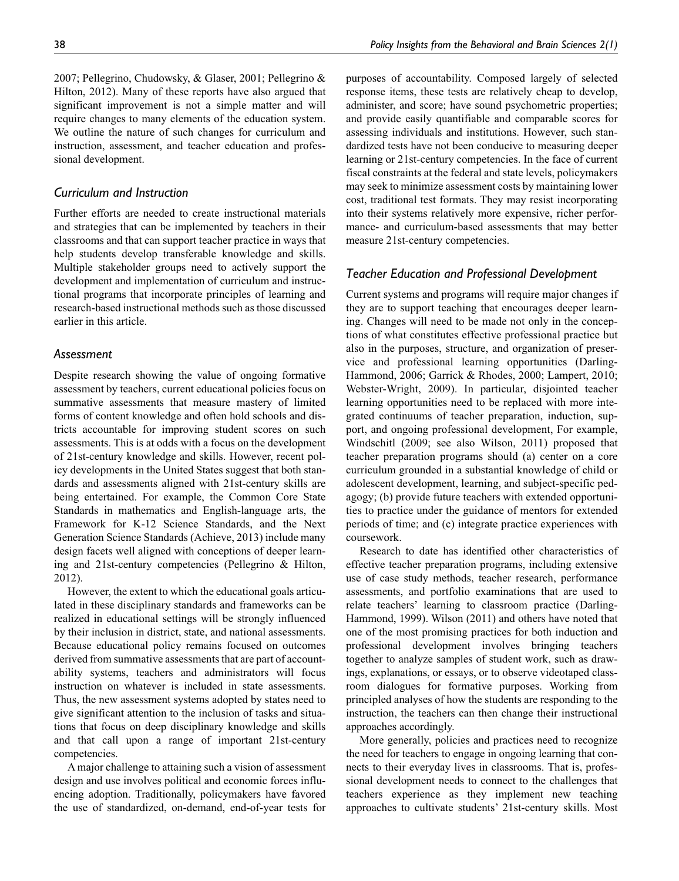2007; Pellegrino, Chudowsky, & Glaser, 2001; Pellegrino & Hilton, 2012). Many of these reports have also argued that significant improvement is not a simple matter and will require changes to many elements of the education system. We outline the nature of such changes for curriculum and instruction, assessment, and teacher education and professional development.

### *Curriculum and Instruction*

Further efforts are needed to create instructional materials and strategies that can be implemented by teachers in their classrooms and that can support teacher practice in ways that help students develop transferable knowledge and skills. Multiple stakeholder groups need to actively support the development and implementation of curriculum and instructional programs that incorporate principles of learning and research-based instructional methods such as those discussed earlier in this article.

### *Assessment*

Despite research showing the value of ongoing formative assessment by teachers, current educational policies focus on summative assessments that measure mastery of limited forms of content knowledge and often hold schools and districts accountable for improving student scores on such assessments. This is at odds with a focus on the development of 21st-century knowledge and skills. However, recent policy developments in the United States suggest that both standards and assessments aligned with 21st-century skills are being entertained. For example, the Common Core State Standards in mathematics and English-language arts, the Framework for K-12 Science Standards, and the Next Generation Science Standards (Achieve, 2013) include many design facets well aligned with conceptions of deeper learning and 21st-century competencies (Pellegrino & Hilton, 2012).

However, the extent to which the educational goals articulated in these disciplinary standards and frameworks can be realized in educational settings will be strongly influenced by their inclusion in district, state, and national assessments. Because educational policy remains focused on outcomes derived from summative assessments that are part of accountability systems, teachers and administrators will focus instruction on whatever is included in state assessments. Thus, the new assessment systems adopted by states need to give significant attention to the inclusion of tasks and situations that focus on deep disciplinary knowledge and skills and that call upon a range of important 21st-century competencies.

A major challenge to attaining such a vision of assessment design and use involves political and economic forces influencing adoption. Traditionally, policymakers have favored the use of standardized, on-demand, end-of-year tests for purposes of accountability. Composed largely of selected response items, these tests are relatively cheap to develop, administer, and score; have sound psychometric properties; and provide easily quantifiable and comparable scores for assessing individuals and institutions. However, such standardized tests have not been conducive to measuring deeper learning or 21st-century competencies. In the face of current fiscal constraints at the federal and state levels, policymakers may seek to minimize assessment costs by maintaining lower cost, traditional test formats. They may resist incorporating into their systems relatively more expensive, richer performance- and curriculum-based assessments that may better measure 21st-century competencies.

### *Teacher Education and Professional Development*

Current systems and programs will require major changes if they are to support teaching that encourages deeper learning. Changes will need to be made not only in the conceptions of what constitutes effective professional practice but also in the purposes, structure, and organization of preservice and professional learning opportunities (Darling-Hammond, 2006; Garrick & Rhodes, 2000; Lampert, 2010; Webster-Wright, 2009). In particular, disjointed teacher learning opportunities need to be replaced with more integrated continuums of teacher preparation, induction, support, and ongoing professional development, For example, Windschitl (2009; see also Wilson, 2011) proposed that teacher preparation programs should (a) center on a core curriculum grounded in a substantial knowledge of child or adolescent development, learning, and subject-specific pedagogy; (b) provide future teachers with extended opportunities to practice under the guidance of mentors for extended periods of time; and (c) integrate practice experiences with coursework.

Research to date has identified other characteristics of effective teacher preparation programs, including extensive use of case study methods, teacher research, performance assessments, and portfolio examinations that are used to relate teachers' learning to classroom practice (Darling-Hammond, 1999). Wilson (2011) and others have noted that one of the most promising practices for both induction and professional development involves bringing teachers together to analyze samples of student work, such as drawings, explanations, or essays, or to observe videotaped classroom dialogues for formative purposes. Working from principled analyses of how the students are responding to the instruction, the teachers can then change their instructional approaches accordingly.

More generally, policies and practices need to recognize the need for teachers to engage in ongoing learning that connects to their everyday lives in classrooms. That is, professional development needs to connect to the challenges that teachers experience as they implement new teaching approaches to cultivate students' 21st-century skills. Most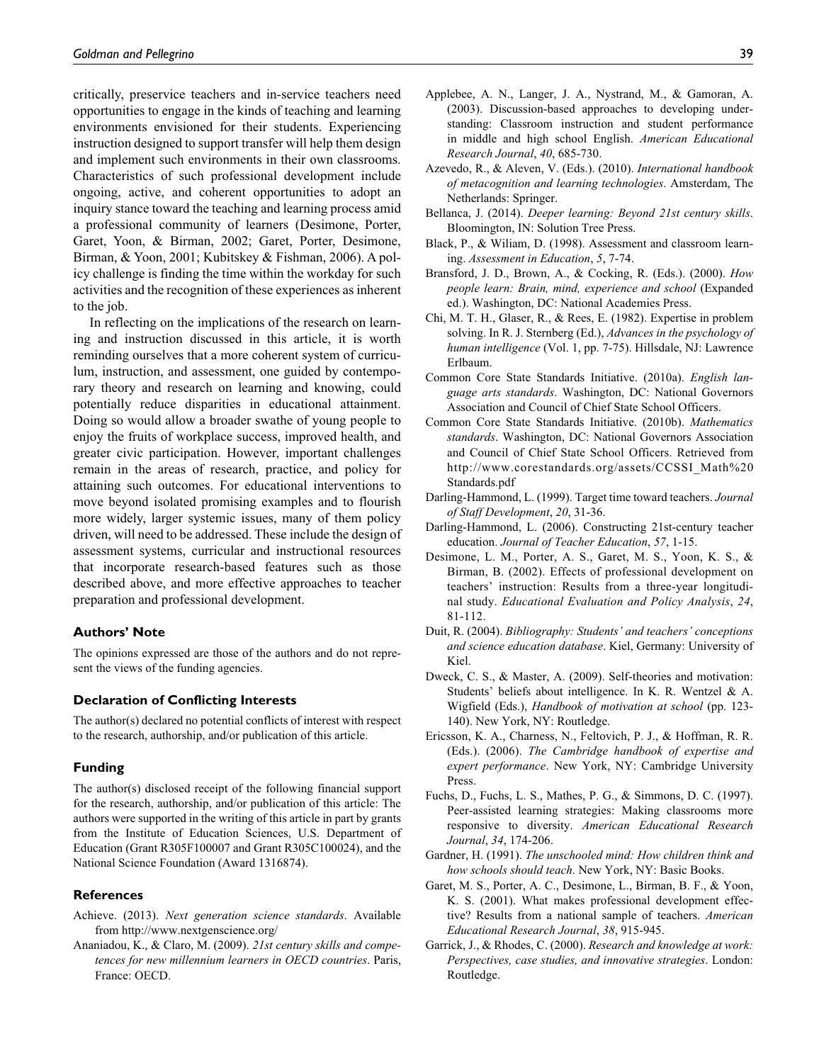critically, preservice teachers and in-service teachers need opportunities to engage in the kinds of teaching and learning environments envisioned for their students. Experiencing instruction designed to support transfer will help them design and implement such environments in their own classrooms. Characteristics of such professional development include ongoing, active, and coherent opportunities to adopt an inquiry stance toward the teaching and learning process amid a professional community of learners (Desimone, Porter, Garet, Yoon, & Birman, 2002; Garet, Porter, Desimone, Birman, & Yoon, 2001; Kubitskey & Fishman, 2006). A policy challenge is finding the time within the workday for such activities and the recognition of these experiences as inherent to the job.

In reflecting on the implications of the research on learning and instruction discussed in this article, it is worth reminding ourselves that a more coherent system of curriculum, instruction, and assessment, one guided by contemporary theory and research on learning and knowing, could potentially reduce disparities in educational attainment. Doing so would allow a broader swathe of young people to enjoy the fruits of workplace success, improved health, and greater civic participation. However, important challenges remain in the areas of research, practice, and policy for attaining such outcomes. For educational interventions to move beyond isolated promising examples and to flourish more widely, larger systemic issues, many of them policy driven, will need to be addressed. These include the design of assessment systems, curricular and instructional resources that incorporate research-based features such as those described above, and more effective approaches to teacher preparation and professional development.

### Authors' Note

The opinions expressed are those of the authors and do not represent the views of the funding agencies.

### Declaration of Conflicting Interests

The author(s) declared no potential conflicts of interest with respect to the research, authorship, and/or publication of this article.

### Funding

The author(s) disclosed receipt of the following financial support for the research, authorship, and/or publication of this article: The authors were supported in the writing of this article in part by grants from the Institute of Education Sciences, U.S. Department of Education (Grant R305F100007 and Grant R305C100024), and the National Science Foundation (Award 1316874).

### References

Achieve. (2013). *Next generation science standards*. Available from http://www.nextgenscience.org/

Ananiadou, K., & Claro, M. (2009). *21st century skills and competences for new millennium learners in OECD countries*. Paris, France: OECD.

Applebee, A. N., Langer, J. A., Nystrand, M., & Gamoran, A. (2003). Discussion-based approaches to developing understanding: Classroom instruction and student performance in middle and high school English. *American Educational Research Journal*, *40*, 685-730.

Azevedo, R., & Aleven, V. (Eds.). (2010). *International handbook of metacognition and learning technologies*. Amsterdam, The Netherlands: Springer.

Bellanca, J. (2014). *Deeper learning: Beyond 21st century skills*. Bloomington, IN: Solution Tree Press.

Black, P., & Wiliam, D. (1998). Assessment and classroom learning. *Assessment in Education*, *5*, 7-74.

Bransford, J. D., Brown, A., & Cocking, R. (Eds.). (2000). *How people learn: Brain, mind, experience and school* (Expanded ed.). Washington, DC: National Academies Press.

Chi, M. T. H., Glaser, R., & Rees, E. (1982). Expertise in problem solving. In R. J. Sternberg (Ed.), *Advances in the psychology of human intelligence* (Vol. 1, pp. 7-75). Hillsdale, NJ: Lawrence Erlbaum.

Common Core State Standards Initiative. (2010a). *English language arts standards*. Washington, DC: National Governors Association and Council of Chief State School Officers.

Common Core State Standards Initiative. (2010b). *Mathematics standards*. Washington, DC: National Governors Association and Council of Chief State School Officers. Retrieved from http://www.corestandards.org/assets/CCSSI_Math%20Standards.pdf

Darling-Hammond, L. (1999). Target time toward teachers. *Journal of Staff Development*, *20*, 31-36.

Darling-Hammond, L. (2006). Constructing 21st-century teacher education. *Journal of Teacher Education*, *57*, 1-15.

Desimone, L. M., Porter, A. S., Garet, M. S., Yoon, K. S., & Birman, B. (2002). Effects of professional development on teachers' instruction: Results from a three-year longitudinal study. *Educational Evaluation and Policy Analysis*, *24*, 81-112.

Duit, R. (2004). *Bibliography: Students' and teachers' conceptions and science education database*. Kiel, Germany: University of Kiel.

Dweck, C. S., & Master, A. (2009). Self-theories and motivation: Students' beliefs about intelligence. In K. R. Wentzel & A. Wigfield (Eds.), *Handbook of motivation at school* (pp. 123-140). New York, NY: Routledge.

Ericsson, K. A., Charness, N., Feltovich, P. J., & Hoffman, R. R. (Eds.). (2006). *The Cambridge handbook of expertise and expert performance*. New York, NY: Cambridge University Press.

Fuchs, D., Fuchs, L. S., Mathes, P. G., & Simmons, D. C. (1997). Peer-assisted learning strategies: Making classrooms more responsive to diversity. *American Educational Research Journal*, *34*, 174-206.

Gardner, H. (1991). *The unschooled mind: How children think and how schools should teach*. New York, NY: Basic Books.

Garet, M. S., Porter, A. C., Desimone, L., Birman, B. F., & Yoon, K. S. (2001). What makes professional development effective? Results from a national sample of teachers. *American Educational Research Journal*, *38*, 915-945.

Garrick, J., & Rhodes, C. (2000). *Research and knowledge at work: Perspectives, case studies, and innovative strategies*. London: Routledge.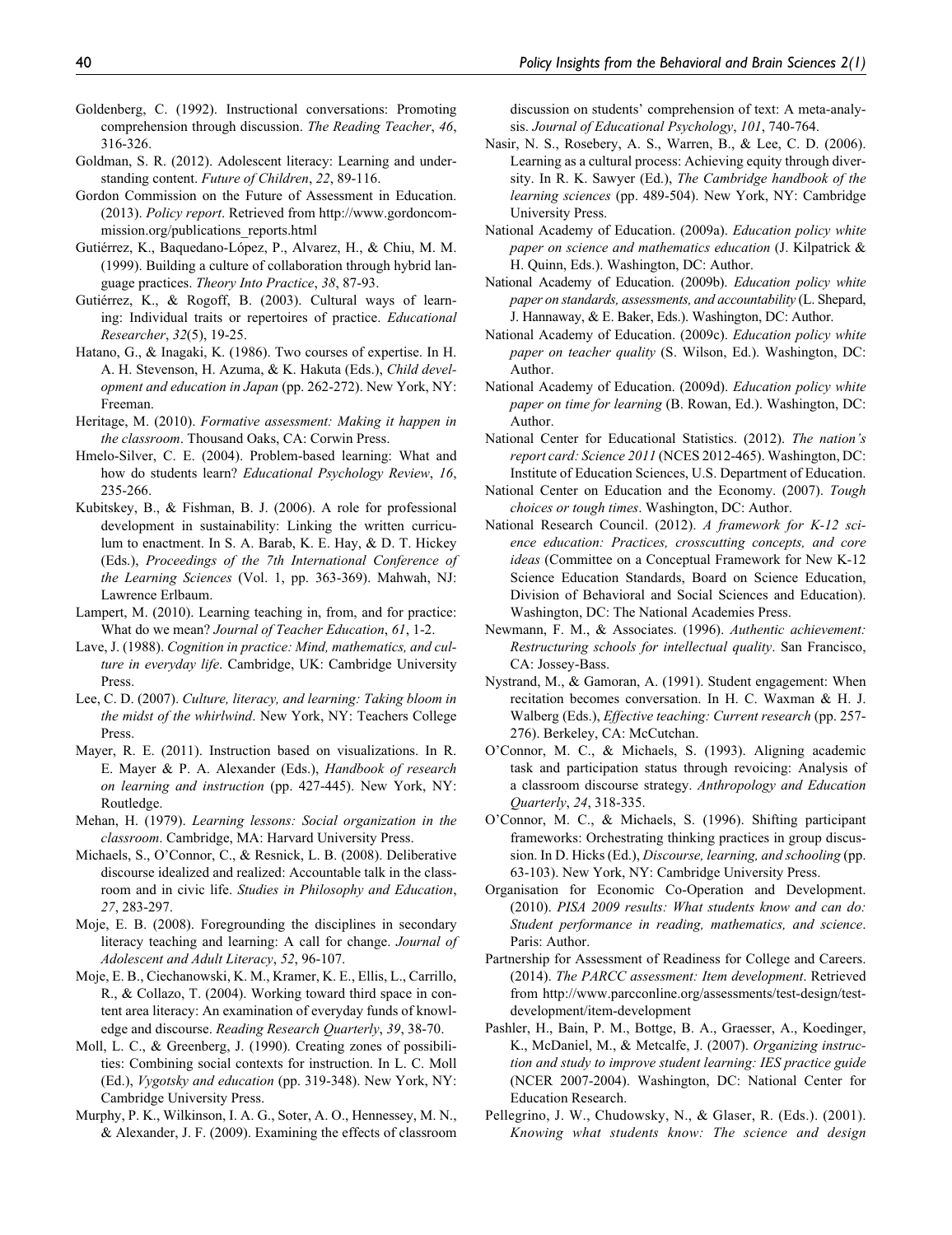Goldenberg, C. (1992). Instructional conversations: Promoting comprehension through discussion. *The Reading Teacher*, *46*, 316-326.

Goldman, S. R. (2012). Adolescent literacy: Learning and understanding content. *Future of Children*, *22*, 89-116.

Gordon Commission on the Future of Assessment in Education. (2013). *Policy report*. Retrieved from http://www.gordoncommission.org/publications_reports.html

Gutiérrez, K., Baquedano-López, P., Alvarez, H., & Chiu, M. M. (1999). Building a culture of collaboration through hybrid language practices. *Theory Into Practice*, *38*, 87-93.

Gutiérrez, K., & Rogoff, B. (2003). Cultural ways of learning: Individual traits or repertoires of practice. *Educational Researcher*, *32*(5), 19-25.

Hatano, G., & Inagaki, K. (1986). Two courses of expertise. In H. A. H. Stevenson, H. Azuma, & K. Hakuta (Eds.), *Child development and education in Japan* (pp. 262-272). New York, NY: Freeman.

Heritage, M. (2010). *Formative assessment: Making it happen in the classroom*. Thousand Oaks, CA: Corwin Press.

Hmelo-Silver, C. E. (2004). Problem-based learning: What and how do students learn? *Educational Psychology Review*, *16*, 235-266.

Kubitskey, B., & Fishman, B. J. (2006). A role for professional development in sustainability: Linking the written curriculum to enactment. In S. A. Barab, K. E. Hay, & D. T. Hickey (Eds.), *Proceedings of the 7th International Conference of the Learning Sciences* (Vol. 1, pp. 363-369). Mahwah, NJ: Lawrence Erlbaum.

Lampert, M. (2010). Learning teaching in, from, and for practice: What do we mean? *Journal of Teacher Education*, *61*, 1-2.

Lave, J. (1988). *Cognition in practice: Mind, mathematics, and culture in everyday life*. Cambridge, UK: Cambridge University Press.

Lee, C. D. (2007). *Culture, literacy, and learning: Taking bloom in the midst of the whirlwind*. New York, NY: Teachers College Press.

Mayer, R. E. (2011). Instruction based on visualizations. In R. E. Mayer & P. A. Alexander (Eds.), *Handbook of research on learning and instruction* (pp. 427-445). New York, NY: Routledge.

Mehan, H. (1979). *Learning lessons: Social organization in the classroom*. Cambridge, MA: Harvard University Press.

Michaels, S., O'Connor, C., & Resnick, L. B. (2008). Deliberative discourse idealized and realized: Accountable talk in the classroom and in civic life. *Studies in Philosophy and Education*, *27*, 283-297.

Moje, E. B. (2008). Foregrounding the disciplines in secondary literacy teaching and learning: A call for change. *Journal of Adolescent and Adult Literacy*, *52*, 96-107.

Moje, E. B., Ciechanowski, K. M., Kramer, K. E., Ellis, L., Carrillo, R., & Collazo, T. (2004). Working toward third space in content area literacy: An examination of everyday funds of knowledge and discourse. *Reading Research Quarterly*, *39*, 38-70.

Moll, L. C., & Greenberg, J. (1990). Creating zones of possibilities: Combining social contexts for instruction. In L. C. Moll (Ed.), *Vygotsky and education* (pp. 319-348). New York, NY: Cambridge University Press.

Murphy, P. K., Wilkinson, I. A. G., Soter, A. O., Hennessey, M. N., & Alexander, J. F. (2009). Examining the effects of classroom discussion on students' comprehension of text: A meta-analysis. *Journal of Educational Psychology*, *101*, 740-764.

Nasir, N. S., Rosebery, A. S., Warren, B., & Lee, C. D. (2006). Learning as a cultural process: Achieving equity through diversity. In R. K. Sawyer (Ed.), *The Cambridge handbook of the learning sciences* (pp. 489-504). New York, NY: Cambridge University Press.

National Academy of Education. (2009a). *Education policy white paper on science and mathematics education* (J. Kilpatrick & H. Quinn, Eds.). Washington, DC: Author.

National Academy of Education. (2009b). *Education policy white paper on standards, assessments, and accountability* (L. Shepard, J. Hannaway, & E. Baker, Eds.). Washington, DC: Author.

National Academy of Education. (2009c). *Education policy white paper on teacher quality* (S. Wilson, Ed.). Washington, DC: Author.

National Academy of Education. (2009d). *Education policy white paper on time for learning* (B. Rowan, Ed.). Washington, DC: Author.

National Center for Educational Statistics. (2012). *The nation's report card: Science 2011* (NCES 2012-465). Washington, DC: Institute of Education Sciences, U.S. Department of Education.

National Center on Education and the Economy. (2007). *Tough choices or tough times*. Washington, DC: Author.

National Research Council. (2012). *A framework for K-12 science education: Practices, crosscutting concepts, and core ideas* (Committee on a Conceptual Framework for New K-12 Science Education Standards, Board on Science Education, Division of Behavioral and Social Sciences and Education). Washington, DC: The National Academies Press.

Newmann, F. M., & Associates. (1996). *Authentic achievement: Restructuring schools for intellectual quality*. San Francisco, CA: Jossey-Bass.

Nystrand, M., & Gamoran, A. (1991). Student engagement: When recitation becomes conversation. In H. C. Waxman & H. J. Walberg (Eds.), *Effective teaching: Current research* (pp. 257-276). Berkeley, CA: McCutchan.

O'Connor, M. C., & Michaels, S. (1993). Aligning academic task and participation status through revoicing: Analysis of a classroom discourse strategy. *Anthropology and Education Quarterly*, *24*, 318-335.

O'Connor, M. C., & Michaels, S. (1996). Shifting participant frameworks: Orchestrating thinking practices in group discussion. In D. Hicks (Ed.), *Discourse, learning, and schooling* (pp. 63-103). New York, NY: Cambridge University Press.

Organisation for Economic Co-Operation and Development. (2010). *PISA 2009 results: What students know and can do: Student performance in reading, mathematics, and science*. Paris: Author.

Partnership for Assessment of Readiness for College and Careers. (2014). *The PARCC assessment: Item development*. Retrieved from http://www.parcconline.org/assessments/test-design/test-development/item-development

Pashler, H., Bain, P. M., Bottge, B. A., Graesser, A., Koedinger, K., McDaniel, M., & Metcalfe, J. (2007). *Organizing instruction and study to improve student learning: IES practice guide* (NCER 2007-2004). Washington, DC: National Center for Education Research.

Pellegrino, J. W., Chudowsky, N., & Glaser, R. (Eds.). (2001). *Knowing what students know: The science and design*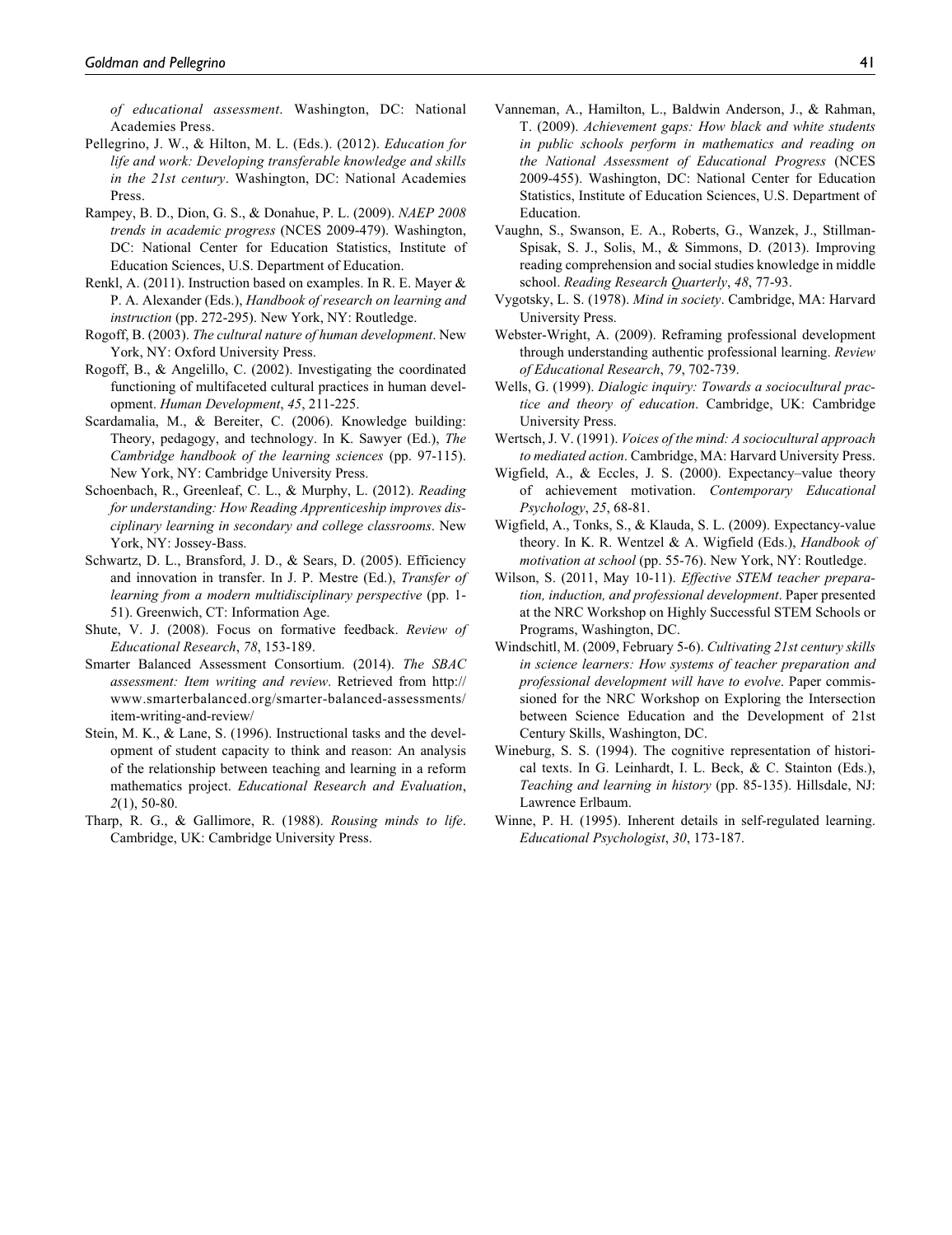*of educational assessment*. Washington, DC: National Academies Press.

Pellegrino, J. W., & Hilton, M. L. (Eds.). (2012). *Education for life and work: Developing transferable knowledge and skills in the 21st century*. Washington, DC: National Academies Press.

Rampey, B. D., Dion, G. S., & Donahue, P. L. (2009). *NAEP 2008 trends in academic progress* (NCES 2009-479). Washington, DC: National Center for Education Statistics, Institute of Education Sciences, U.S. Department of Education.

Renkl, A. (2011). Instruction based on examples. In R. E. Mayer & P. A. Alexander (Eds.), *Handbook of research on learning and instruction* (pp. 272-295). New York, NY: Routledge.

Rogoff, B. (2003). *The cultural nature of human development*. New York, NY: Oxford University Press.

Rogoff, B., & Angelillo, C. (2002). Investigating the coordinated functioning of multifaceted cultural practices in human development. *Human Development*, *45*, 211-225.

Scardamalia, M., & Bereiter, C. (2006). Knowledge building: Theory, pedagogy, and technology. In K. Sawyer (Ed.), *The Cambridge handbook of the learning sciences* (pp. 97-115). New York, NY: Cambridge University Press.

Schoenbach, R., Greenleaf, C. L., & Murphy, L. (2012). *Reading for understanding: How Reading Apprenticeship improves disciplinary learning in secondary and college classrooms*. New York, NY: Jossey-Bass.

Schwartz, D. L., Bransford, J. D., & Sears, D. (2005). Efficiency and innovation in transfer. In J. P. Mestre (Ed.), *Transfer of learning from a modern multidisciplinary perspective* (pp. 1-51). Greenwich, CT: Information Age.

Shute, V. J. (2008). Focus on formative feedback. *Review of Educational Research*, *78*, 153-189.

Smarter Balanced Assessment Consortium. (2014). *The SBAC assessment: Item writing and review*. Retrieved from http://www.smarterbalanced.org/smarter-balanced-assessments/item-writing-and-review/

Stein, M. K., & Lane, S. (1996). Instructional tasks and the development of student capacity to think and reason: An analysis of the relationship between teaching and learning in a reform mathematics project. *Educational Research and Evaluation*, *2*(1), 50-80.

Tharp, R. G., & Gallimore, R. (1988). *Rousing minds to life*. Cambridge, UK: Cambridge University Press.

Vanneman, A., Hamilton, L., Baldwin Anderson, J., & Rahman, T. (2009). *Achievement gaps: How black and white students in public schools perform in mathematics and reading on the National Assessment of Educational Progress* (NCES 2009-455). Washington, DC: National Center for Education Statistics, Institute of Education Sciences, U.S. Department of Education.

Vaughn, S., Swanson, E. A., Roberts, G., Wanzek, J., Stillman-Spisak, S. J., Solis, M., & Simmons, D. (2013). Improving reading comprehension and social studies knowledge in middle school. *Reading Research Quarterly*, *48*, 77-93.

Vygotsky, L. S. (1978). *Mind in society*. Cambridge, MA: Harvard University Press.

Webster-Wright, A. (2009). Reframing professional development through understanding authentic professional learning. *Review of Educational Research*, *79*, 702-739.

Wells, G. (1999). *Dialogic inquiry: Towards a sociocultural practice and theory of education*. Cambridge, UK: Cambridge University Press.

Wertsch, J. V. (1991). *Voices of the mind: A sociocultural approach to mediated action*. Cambridge, MA: Harvard University Press.

Wigfield, A., & Eccles, J. S. (2000). Expectancy–value theory of achievement motivation. *Contemporary Educational Psychology*, *25*, 68-81.

Wigfield, A., Tonks, S., & Klauda, S. L. (2009). Expectancy-value theory. In K. R. Wentzel & A. Wigfield (Eds.), *Handbook of motivation at school* (pp. 55-76). New York, NY: Routledge.

Wilson, S. (2011, May 10-11). *Effective STEM teacher preparation, induction, and professional development*. Paper presented at the NRC Workshop on Highly Successful STEM Schools or Programs, Washington, DC.

Windschitl, M. (2009, February 5-6). *Cultivating 21st century skills in science learners: How systems of teacher preparation and professional development will have to evolve*. Paper commissioned for the NRC Workshop on Exploring the Intersection between Science Education and the Development of 21st Century Skills, Washington, DC.

Wineburg, S. S. (1994). The cognitive representation of historical texts. In G. Leinhardt, I. L. Beck, & C. Stainton (Eds.), *Teaching and learning in history* (pp. 85-135). Hillsdale, NJ: Lawrence Erlbaum.

Winne, P. H. (1995). Inherent details in self-regulated learning. *Educational Psychologist*, *30*, 173-187.